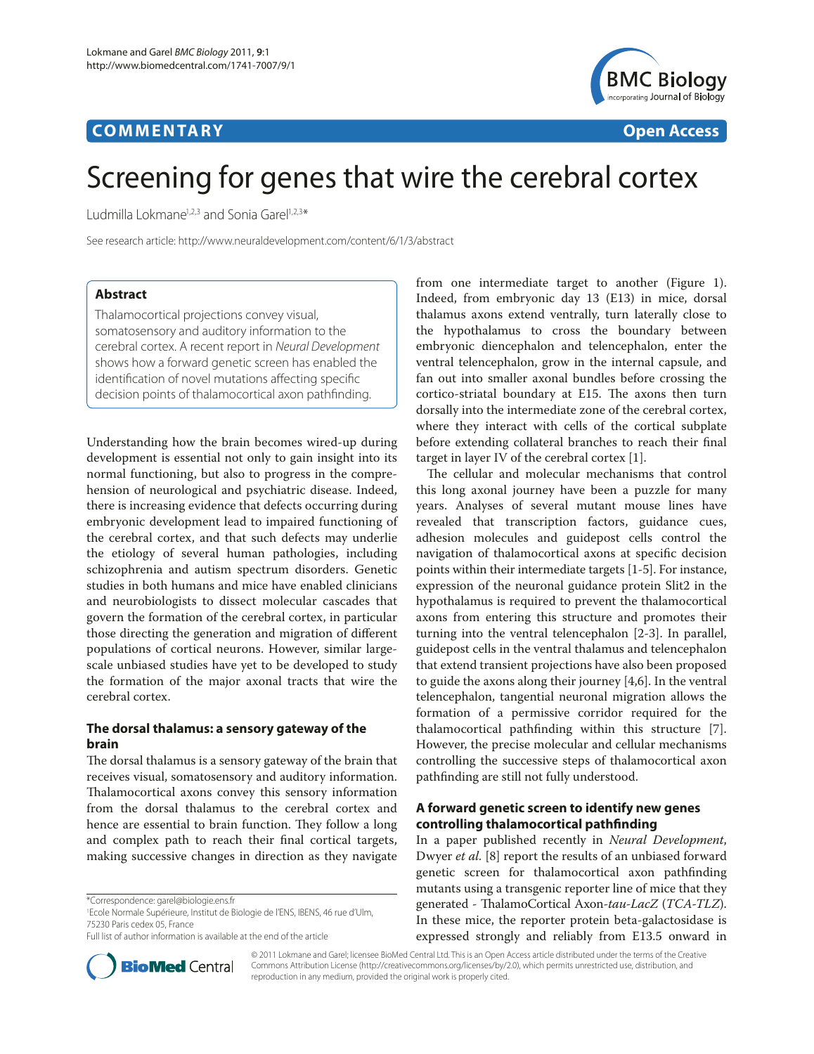**COMMENTARY** **Open Access**

# Screening for genes that wire the cerebral cortex

Ludmilla Lokmane[1,2,3] and Sonia Garel[1,2,3]*

See research article: http://www.neuraldevelopment.com/content/6/1/3/abstract

## Abstract

Thalamocortical projections convey visual, somatosensory and auditory information to the cerebral cortex. A recent report in *Neural Development* shows how a forward genetic screen has enabled the identification of novel mutations affecting specific decision points of thalamocortical axon pathfinding.

Understanding how the brain becomes wired-up during development is essential not only to gain insight into its normal functioning, but also to progress in the comprehension of neurological and psychiatric disease. Indeed, there is increasing evidence that defects occurring during embryonic development lead to impaired functioning of the cerebral cortex, and that such defects may underlie the etiology of several human pathologies, including schizophrenia and autism spectrum disorders. Genetic studies in both humans and mice have enabled clinicians and neurobiologists to dissect molecular cascades that govern the formation of the cerebral cortex, in particular those directing the generation and migration of different populations of cortical neurons. However, similar large-scale unbiased studies have yet to be developed to study the formation of the major axonal tracts that wire the cerebral cortex.

## The dorsal thalamus: a sensory gateway of the brain

The dorsal thalamus is a sensory gateway of the brain that receives visual, somatosensory and auditory information. Thalamocortical axons convey this sensory information from the dorsal thalamus to the cerebral cortex and hence are essential to brain function. They follow a long and complex path to reach their final cortical targets, making successive changes in direction as they navigate from one intermediate target to another (Figure 1). Indeed, from embryonic day 13 (E13) in mice, dorsal thalamus axons extend ventrally, turn laterally close to the hypothalamus to cross the boundary between embryonic diencephalon and telencephalon, enter the ventral telencephalon, grow in the internal capsule, and fan out into smaller axonal bundles before crossing the cortico-striatal boundary at E15. The axons then turn dorsally into the intermediate zone of the cerebral cortex, where they interact with cells of the cortical subplate before extending collateral branches to reach their final target in layer IV of the cerebral cortex [1].

The cellular and molecular mechanisms that control this long axonal journey have been a puzzle for many years. Analyses of several mutant mouse lines have revealed that transcription factors, guidance cues, adhesion molecules and guidepost cells control the navigation of thalamocortical axons at specific decision points within their intermediate targets [1-5]. For instance, expression of the neuronal guidance protein Slit2 in the hypothalamus is required to prevent the thalamocortical axons from entering this structure and promotes their turning into the ventral telencephalon [2-3]. In parallel, guidepost cells in the ventral thalamus and telencephalon that extend transient projections have also been proposed to guide the axons along their journey [4,6]. In the ventral telencephalon, tangential neuronal migration allows the formation of a permissive corridor required for the thalamocortical pathfinding within this structure [7]. However, the precise molecular and cellular mechanisms controlling the successive steps of thalamocortical axon pathfinding are still not fully understood.

## A forward genetic screen to identify new genes controlling thalamocortical pathfinding

In a paper published recently in *Neural Development*, Dwyer *et al.* [8] report the results of an unbiased forward genetic screen for thalamocortical axon pathfinding mutants using a transgenic reporter line of mice that they generated - ThalamoCortical Axon-*tau-LacZ* (*TCA-TLZ*). In these mice, the reporter protein beta-galactosidase is expressed strongly and reliably from E13.5 onward in

*Correspondence: garel@biologie.ens.fr
[1]Ecole Normale Supérieure, Institut de Biologie de l'ENS, IBENS, 46 rue d'Ulm, 75230 Paris cedex 05, France
Full list of author information is available at the end of the article

© 2011 Lokmane and Garel; licensee BioMed Central Ltd. This is an Open Access article distributed under the terms of the Creative Commons Attribution License (http://creativecommons.org/licenses/by/2.0), which permits unrestricted use, distribution, and reproduction in any medium, provided the original work is properly cited.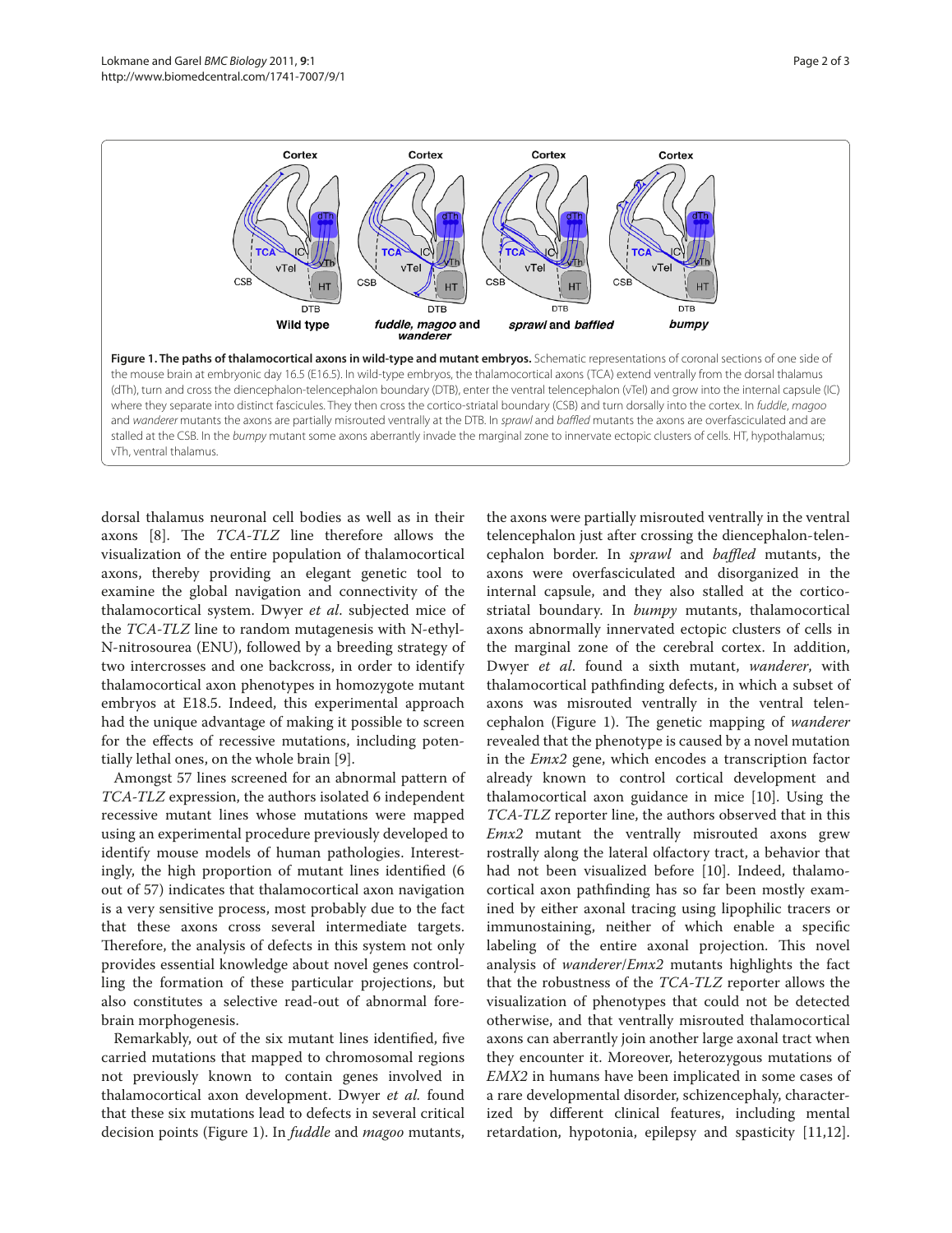**Figure 1. The paths of thalamocortical axons in wild-type and mutant embryos.** Schematic representations of coronal sections of one side of the mouse brain at embryonic day 16.5 (E16.5). In wild-type embryos, the thalamocortical axons (TCA) extend ventrally from the dorsal thalamus (dTh), turn and cross the diencephalon-telencephalon boundary (DTB), enter the ventral telencephalon (vTel) and grow into the internal capsule (IC) where they separate into distinct fascicules. They then cross the cortico-striatal boundary (CSB) and turn dorsally into the cortex. In *fuddle, magoo* and *wanderer* mutants the axons are partially misrouted ventrally at the DTB. In *sprawl* and *baffled* mutants the axons are overfasciculated and are stalled at the CSB. In the *bumpy* mutant some axons aberrantly invade the marginal zone to innervate ectopic clusters of cells. HT, hypothalamus; vTh, ventral thalamus.

dorsal thalamus neuronal cell bodies as well as in their axons [8]. The *TCA-TLZ* line therefore allows the visualization of the entire population of thalamocortical axons, thereby providing an elegant genetic tool to examine the global navigation and connectivity of the thalamocortical system. Dwyer *et al*. subjected mice of the *TCA-TLZ* line to random mutagenesis with N-ethyl-N-nitrosourea (ENU), followed by a breeding strategy of two intercrosses and one backcross, in order to identify thalamocortical axon phenotypes in homozygote mutant embryos at E18.5. Indeed, this experimental approach had the unique advantage of making it possible to screen for the effects of recessive mutations, including potentially lethal ones, on the whole brain [9].

Amongst 57 lines screened for an abnormal pattern of *TCA-TLZ* expression, the authors isolated 6 independent recessive mutant lines whose mutations were mapped using an experimental procedure previously developed to identify mouse models of human pathologies. Interestingly, the high proportion of mutant lines identified (6 out of 57) indicates that thalamocortical axon navigation is a very sensitive process, most probably due to the fact that these axons cross several intermediate targets. Therefore, the analysis of defects in this system not only provides essential knowledge about novel genes controlling the formation of these particular projections, but also constitutes a selective read-out of abnormal forebrain morphogenesis.

Remarkably, out of the six mutant lines identified, five carried mutations that mapped to chromosomal regions not previously known to contain genes involved in thalamocortical axon development. Dwyer *et al.* found that these six mutations lead to defects in several critical decision points (Figure 1). In *fuddle* and *magoo* mutants, the axons were partially misrouted ventrally in the ventral telencephalon just after crossing the diencephalon-telencephalon border. In *sprawl* and *baffled* mutants, the axons were overfasciculated and disorganized in the internal capsule, and they also stalled at the cortico-striatal boundary. In *bumpy* mutants, thalamocortical axons abnormally innervated ectopic clusters of cells in the marginal zone of the cerebral cortex. In addition, Dwyer *et al.* found a sixth mutant, *wanderer*, with thalamocortical pathfinding defects, in which a subset of axons was misrouted ventrally in the ventral telencephalon (Figure 1). The genetic mapping of *wanderer* revealed that the phenotype is caused by a novel mutation in the *Emx2* gene, which encodes a transcription factor already known to control cortical development and thalamocortical axon guidance in mice [10]. Using the *TCA-TLZ* reporter line, the authors observed that in this *Emx2* mutant the ventrally misrouted axons grew rostrally along the lateral olfactory tract, a behavior that had not been visualized before [10]. Indeed, thalamocortical axon pathfinding has so far been mostly examined by either axonal tracing using lipophilic tracers or immunostaining, neither of which enable a specific labeling of the entire axonal projection. This novel analysis of *wanderer*/*Emx2* mutants highlights the fact that the robustness of the *TCA-TLZ* reporter allows the visualization of phenotypes that could not be detected otherwise, and that ventrally misrouted thalamocortical axons can aberrantly join another large axonal tract when they encounter it. Moreover, heterozygous mutations of *EMX2* in humans have been implicated in some cases of a rare developmental disorder, schizencephaly, characterized by different clinical features, including mental retardation, hypotonia, epilepsy and spasticity [11,12].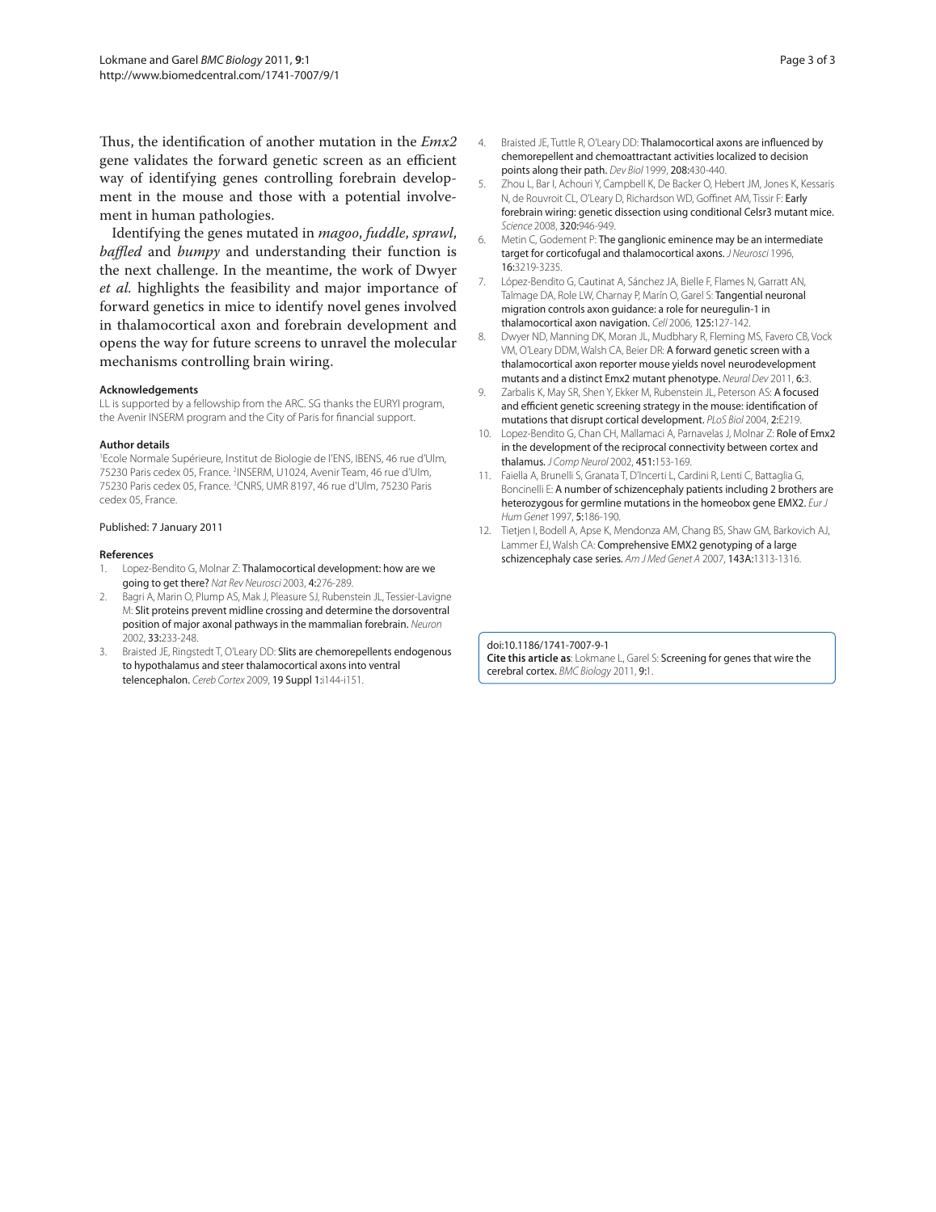Thus, the identification of another mutation in the *Emx2* gene validates the forward genetic screen as an efficient way of identifying genes controlling forebrain development in the mouse and those with a potential involvement in human pathologies.

Identifying the genes mutated in *magoo*, *fuddle*, *sprawl*, *baffled* and *bumpy* and understanding their function is the next challenge. In the meantime, the work of Dwyer *et al.* highlights the feasibility and major importance of forward genetics in mice to identify novel genes involved in thalamocortical axon and forebrain development and opens the way for future screens to unravel the molecular mechanisms controlling brain wiring.

#### Acknowledgements

LL is supported by a fellowship from the ARC. SG thanks the EURYI program, the Avenir INSERM program and the City of Paris for financial support.

#### Author details

[1]Ecole Normale Supérieure, Institut de Biologie de l'ENS, IBENS, 46 rue d'Ulm, 75230 Paris cedex 05, France. [2]INSERM, U1024, Avenir Team, 46 rue d'Ulm, 75230 Paris cedex 05, France. [3]CNRS, UMR 8197, 46 rue d'Ulm, 75230 Paris cedex 05, France.

Published: 7 January 2011

#### References

1. Lopez-Bendito G, Molnar Z: **Thalamocortical development: how are we going to get there?** *Nat Rev Neurosci* 2003, **4**:276-289.
2. Bagri A, Marin O, Plump AS, Mak J, Pleasure SJ, Rubenstein JL, Tessier-Lavigne M: **Slit proteins prevent midline crossing and determine the dorsoventral position of major axonal pathways in the mammalian forebrain.** *Neuron* 2002, **33**:233-248.
3. Braisted JE, Ringstedt T, O'Leary DD: **Slits are chemorepellents endogenous to hypothalamus and steer thalamocortical axons into ventral telencephalon.** *Cereb Cortex* 2009, **19 Suppl 1**:i144-i151.
4. Braisted JE, Tuttle R, O'Leary DD: **Thalamocortical axons are influenced by chemorepellent and chemoattractant activities localized to decision points along their path.** *Dev Biol* 1999, **208**:430-440.
5. Zhou L, Bar I, Achouri Y, Campbell K, De Backer O, Hebert JM, Jones K, Kessaris N, de Rouvroit CL, O'Leary D, Richardson WD, Goffinet AM, Tissir F: **Early forebrain wiring: genetic dissection using conditional Celsr3 mutant mice.** *Science* 2008, **320**:946-949.
6. Metin C, Godement P: **The ganglionic eminence may be an intermediate target for corticofugal and thalamocortical axons.** *J Neurosci* 1996, **16**:3219-3235.
7. López-Bendito G, Cautinat A, Sánchez JA, Bielle F, Flames N, Garratt AN, Talmage DA, Role LW, Charnay P, Marín O, Garel S: **Tangential neuronal migration controls axon guidance: a role for neuregulin-1 in thalamocortical axon navigation.** *Cell* 2006, **125**:127-142.
8. Dwyer ND, Manning DK, Moran JL, Mudbhary R, Fleming MS, Favero CB, Vock VM, O'Leary DDM, Walsh CA, Beier DR: **A forward genetic screen with a thalamocortical axon reporter mouse yields novel neurodevelopment mutants and a distinct Emx2 mutant phenotype.** *Neural Dev* 2011, **6**:3.
9. Zarbalis K, May SR, Shen Y, Ekker M, Rubenstein JL, Peterson AS: **A focused and efficient genetic screening strategy in the mouse: identification of mutations that disrupt cortical development.** *PLoS Biol* 2004, **2**:E219.
10. Lopez-Bendito G, Chan CH, Mallamaci A, Parnavelas J, Molnar Z: **Role of Emx2 in the development of the reciprocal connectivity between cortex and thalamus.** *J Comp Neurol* 2002, **451**:153-169.
11. Faiella A, Brunelli S, Granata T, D'Incerti L, Cardini R, Lenti C, Battaglia G, Boncinelli E: **A number of schizencephaly patients including 2 brothers are heterozygous for germline mutations in the homeobox gene EMX2.** *Eur J Hum Genet* 1997, **5**:186-190.
12. Tietjen I, Bodell A, Apse K, Mendonza AM, Chang BS, Shaw GM, Barkovich AJ, Lammer EJ, Walsh CA: **Comprehensive EMX2 genotyping of a large schizencephaly case series.** *Am J Med Genet A* 2007, **143A**:1313-1316.

doi:10.1186/1741-7007-9-1

**Cite this article as**: Lokmane L, Garel S: Screening for genes that wire the cerebral cortex. *BMC Biology* 2011, **9**:1.